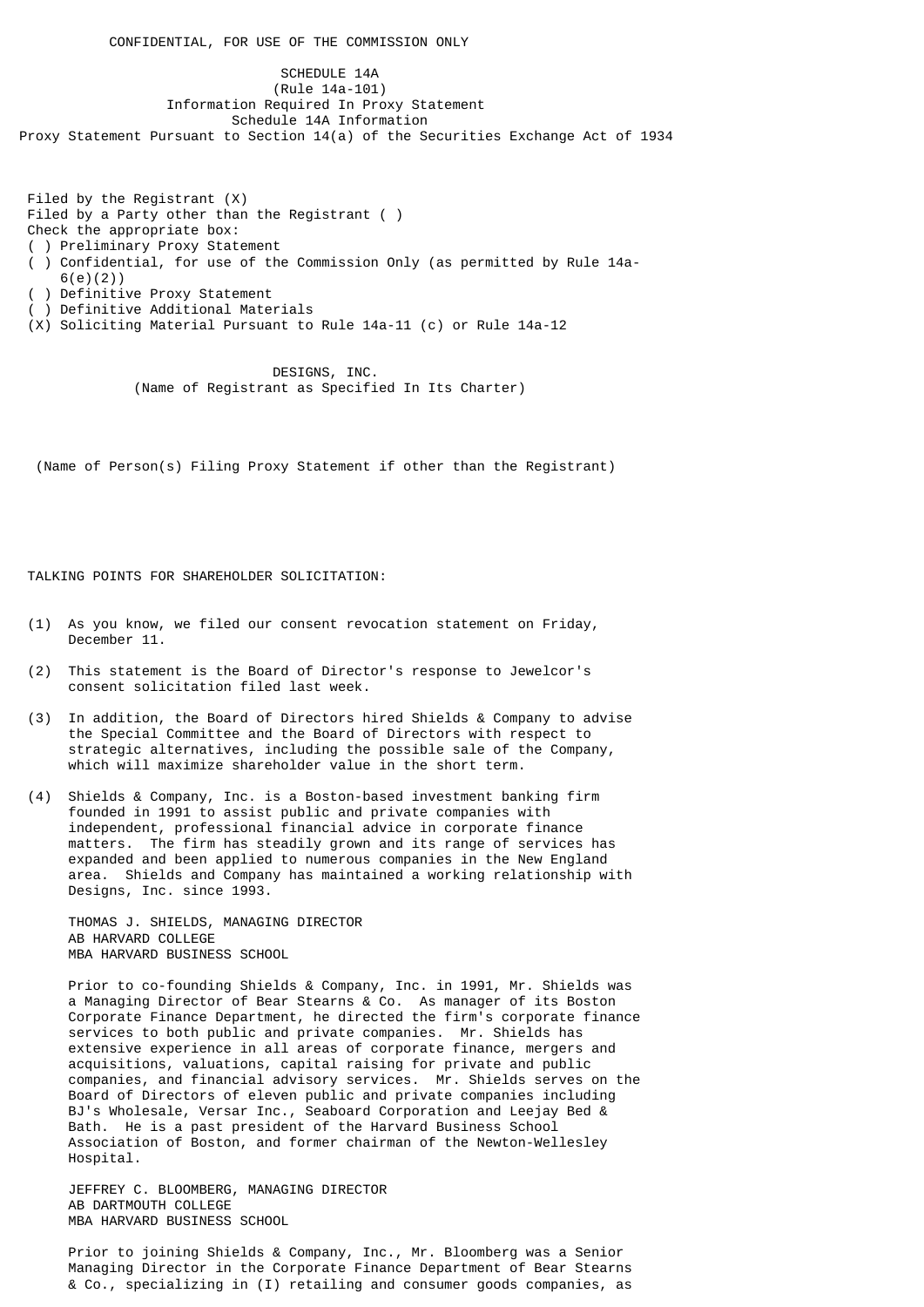CONFIDENTIAL, FOR USE OF THE COMMISSION ONLY

SCHEDULE 14A
(Rule 14a-101)
Information Required In Proxy Statement
Schedule 14A Information
Proxy Statement Pursuant to Section 14(a) of the Securities Exchange Act of 1934

Filed by the Registrant (X)
Filed by a Party other than the Registrant ( )
Check the appropriate box:
( ) Preliminary Proxy Statement
( ) Confidential, for use of the Commission Only (as permitted by Rule 14a-6(e)(2))
( ) Definitive Proxy Statement
( ) Definitive Additional Materials
(X) Soliciting Material Pursuant to Rule 14a-11 (c) or Rule 14a-12

DESIGNS, INC.
(Name of Registrant as Specified In Its Charter)

(Name of Person(s) Filing Proxy Statement if other than the Registrant)

TALKING POINTS FOR SHAREHOLDER SOLICITATION:

(1) As you know, we filed our consent revocation statement on Friday, December 11.

(2) This statement is the Board of Director's response to Jewelcor's consent solicitation filed last week.

(3) In addition, the Board of Directors hired Shields & Company to advise the Special Committee and the Board of Directors with respect to strategic alternatives, including the possible sale of the Company, which will maximize shareholder value in the short term.

(4) Shields & Company, Inc. is a Boston-based investment banking firm founded in 1991 to assist public and private companies with independent, professional financial advice in corporate finance matters. The firm has steadily grown and its range of services has expanded and been applied to numerous companies in the New England area. Shields and Company has maintained a working relationship with Designs, Inc. since 1993.

THOMAS J. SHIELDS, MANAGING DIRECTOR
AB HARVARD COLLEGE
MBA HARVARD BUSINESS SCHOOL

Prior to co-founding Shields & Company, Inc. in 1991, Mr. Shields was a Managing Director of Bear Stearns & Co. As manager of its Boston Corporate Finance Department, he directed the firm's corporate finance services to both public and private companies. Mr. Shields has extensive experience in all areas of corporate finance, mergers and acquisitions, valuations, capital raising for private and public companies, and financial advisory services. Mr. Shields serves on the Board of Directors of eleven public and private companies including BJ's Wholesale, Versar Inc., Seaboard Corporation and Leejay Bed & Bath. He is a past president of the Harvard Business School Association of Boston, and former chairman of the Newton-Wellesley Hospital.

JEFFREY C. BLOOMBERG, MANAGING DIRECTOR
AB DARTMOUTH COLLEGE
MBA HARVARD BUSINESS SCHOOL

Prior to joining Shields & Company, Inc., Mr. Bloomberg was a Senior Managing Director in the Corporate Finance Department of Bear Stearns & Co., specializing in (I) retailing and consumer goods companies, as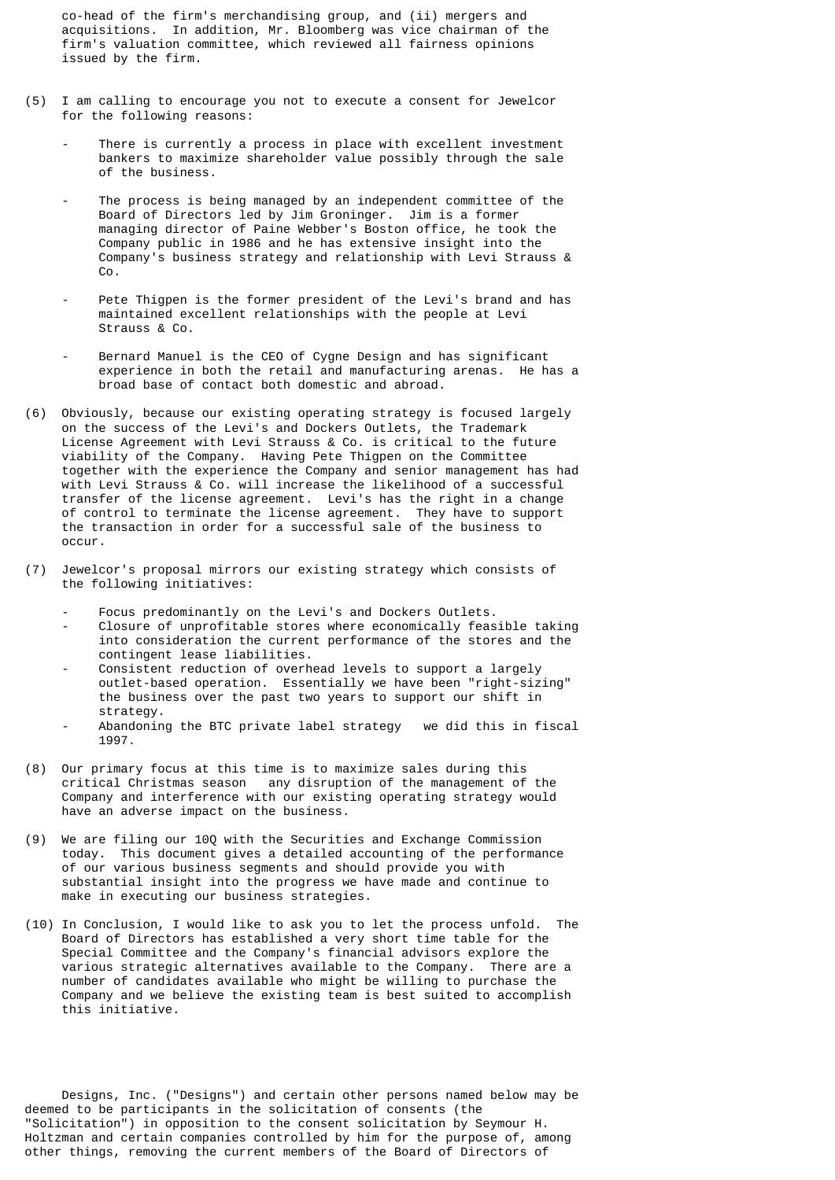co-head of the firm's merchandising group, and (ii) mergers and acquisitions. In addition, Mr. Bloomberg was vice chairman of the firm's valuation committee, which reviewed all fairness opinions issued by the firm.

(5) I am calling to encourage you not to execute a consent for Jewelcor for the following reasons:

- There is currently a process in place with excellent investment bankers to maximize shareholder value possibly through the sale of the business.

- The process is being managed by an independent committee of the Board of Directors led by Jim Groninger. Jim is a former managing director of Paine Webber's Boston office, he took the Company public in 1986 and he has extensive insight into the Company's business strategy and relationship with Levi Strauss & Co.

- Pete Thigpen is the former president of the Levi's brand and has maintained excellent relationships with the people at Levi Strauss & Co.

- Bernard Manuel is the CEO of Cygne Design and has significant experience in both the retail and manufacturing arenas. He has a broad base of contact both domestic and abroad.

(6) Obviously, because our existing operating strategy is focused largely on the success of the Levi's and Dockers Outlets, the Trademark License Agreement with Levi Strauss & Co. is critical to the future viability of the Company. Having Pete Thigpen on the Committee together with the experience the Company and senior management has had with Levi Strauss & Co. will increase the likelihood of a successful transfer of the license agreement. Levi's has the right in a change of control to terminate the license agreement. They have to support the transaction in order for a successful sale of the business to occur.

(7) Jewelcor's proposal mirrors our existing strategy which consists of the following initiatives:

- Focus predominantly on the Levi's and Dockers Outlets.
- Closure of unprofitable stores where economically feasible taking into consideration the current performance of the stores and the contingent lease liabilities.
- Consistent reduction of overhead levels to support a largely outlet-based operation. Essentially we have been "right-sizing" the business over the past two years to support our shift in strategy.
- Abandoning the BTC private label strategy we did this in fiscal 1997.

(8) Our primary focus at this time is to maximize sales during this critical Christmas season any disruption of the management of the Company and interference with our existing operating strategy would have an adverse impact on the business.

(9) We are filing our 10Q with the Securities and Exchange Commission today. This document gives a detailed accounting of the performance of our various business segments and should provide you with substantial insight into the progress we have made and continue to make in executing our business strategies.

(10) In Conclusion, I would like to ask you to let the process unfold. The Board of Directors has established a very short time table for the Special Committee and the Company's financial advisors explore the various strategic alternatives available to the Company. There are a number of candidates available who might be willing to purchase the Company and we believe the existing team is best suited to accomplish this initiative.

Designs, Inc. ("Designs") and certain other persons named below may be deemed to be participants in the solicitation of consents (the "Solicitation") in opposition to the consent solicitation by Seymour H. Holtzman and certain companies controlled by him for the purpose of, among other things, removing the current members of the Board of Directors of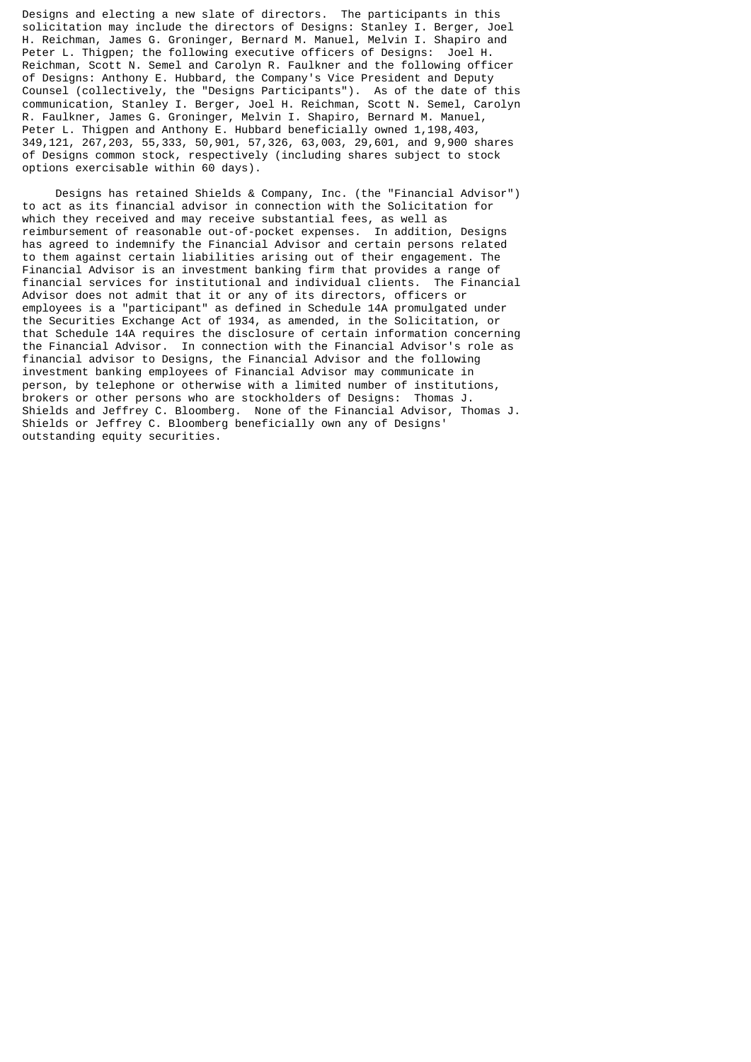Designs and electing a new slate of directors. The participants in this solicitation may include the directors of Designs: Stanley I. Berger, Joel H. Reichman, James G. Groninger, Bernard M. Manuel, Melvin I. Shapiro and Peter L. Thigpen; the following executive officers of Designs: Joel H. Reichman, Scott N. Semel and Carolyn R. Faulkner and the following officer of Designs: Anthony E. Hubbard, the Company's Vice President and Deputy Counsel (collectively, the "Designs Participants"). As of the date of this communication, Stanley I. Berger, Joel H. Reichman, Scott N. Semel, Carolyn R. Faulkner, James G. Groninger, Melvin I. Shapiro, Bernard M. Manuel, Peter L. Thigpen and Anthony E. Hubbard beneficially owned 1,198,403, 349,121, 267,203, 55,333, 50,901, 57,326, 63,003, 29,601, and 9,900 shares of Designs common stock, respectively (including shares subject to stock options exercisable within 60 days).

Designs has retained Shields & Company, Inc. (the "Financial Advisor") to act as its financial advisor in connection with the Solicitation for which they received and may receive substantial fees, as well as reimbursement of reasonable out-of-pocket expenses. In addition, Designs has agreed to indemnify the Financial Advisor and certain persons related to them against certain liabilities arising out of their engagement. The Financial Advisor is an investment banking firm that provides a range of financial services for institutional and individual clients. The Financial Advisor does not admit that it or any of its directors, officers or employees is a "participant" as defined in Schedule 14A promulgated under the Securities Exchange Act of 1934, as amended, in the Solicitation, or that Schedule 14A requires the disclosure of certain information concerning the Financial Advisor. In connection with the Financial Advisor's role as financial advisor to Designs, the Financial Advisor and the following investment banking employees of Financial Advisor may communicate in person, by telephone or otherwise with a limited number of institutions, brokers or other persons who are stockholders of Designs: Thomas J. Shields and Jeffrey C. Bloomberg. None of the Financial Advisor, Thomas J. Shields or Jeffrey C. Bloomberg beneficially own any of Designs' outstanding equity securities.